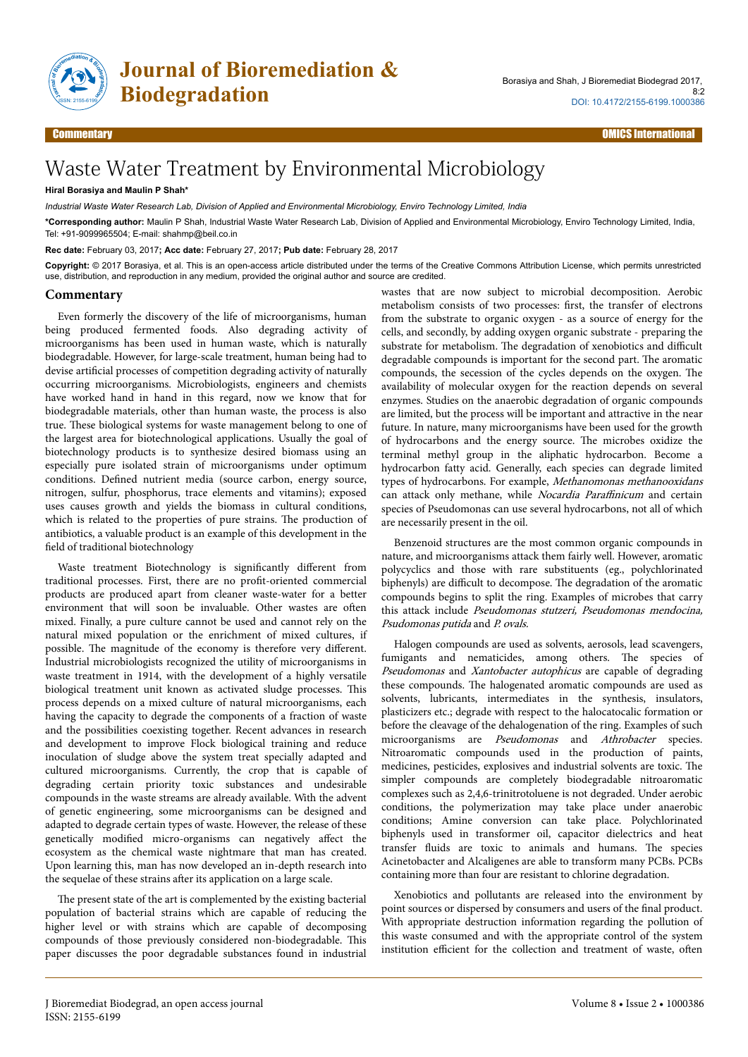# Waste Water Treatment by Environmental Microbiology

**Hiral Borasiya and Maulin P Shah***

*Industrial Waste Water Research Lab, Division of Applied and Environmental Microbiology, Enviro Technology Limited, India*

***Corresponding author:** Maulin P Shah, Industrial Waste Water Research Lab, Division of Applied and Environmental Microbiology, Enviro Technology Limited, India, Tel: +91-9099965504; E-mail: shahmp@beil.co.in

**Rec date:** February 03, 2017**; Acc date:** February 27, 2017**; Pub date:** February 28, 2017

**Copyright:** © 2017 Borasiya, et al. This is an open-access article distributed under the terms of the Creative Commons Attribution License, which permits unrestricted use, distribution, and reproduction in any medium, provided the original author and source are credited.

## Commentary

Even formerly the discovery of the life of microorganisms, human being produced fermented foods. Also degrading activity of microorganisms has been used in human waste, which is naturally biodegradable. However, for large-scale treatment, human being had to devise artificial processes of competition degrading activity of naturally occurring microorganisms. Microbiologists, engineers and chemists have worked hand in hand in this regard, now we know that for biodegradable materials, other than human waste, the process is also true. These biological systems for waste management belong to one of the largest area for biotechnological applications. Usually the goal of biotechnology products is to synthesize desired biomass using an especially pure isolated strain of microorganisms under optimum conditions. Defined nutrient media (source carbon, energy source, nitrogen, sulfur, phosphorus, trace elements and vitamins); exposed uses causes growth and yields the biomass in cultural conditions, which is related to the properties of pure strains. The production of antibiotics, a valuable product is an example of this development in the field of traditional biotechnology

Waste treatment Biotechnology is significantly different from traditional processes. First, there are no profit-oriented commercial products are produced apart from cleaner waste-water for a better environment that will soon be invaluable. Other wastes are often mixed. Finally, a pure culture cannot be used and cannot rely on the natural mixed population or the enrichment of mixed cultures, if possible. The magnitude of the economy is therefore very different. Industrial microbiologists recognized the utility of microorganisms in waste treatment in 1914, with the development of a highly versatile biological treatment unit known as activated sludge processes. This process depends on a mixed culture of natural microorganisms, each having the capacity to degrade the components of a fraction of waste and the possibilities coexisting together. Recent advances in research and development to improve Flock biological training and reduce inoculation of sludge above the system treat specially adapted and cultured microorganisms. Currently, the crop that is capable of degrading certain priority toxic substances and undesirable compounds in the waste streams are already available. With the advent of genetic engineering, some microorganisms can be designed and adapted to degrade certain types of waste. However, the release of these genetically modified micro-organisms can negatively affect the ecosystem as the chemical waste nightmare that man has created. Upon learning this, man has now developed an in-depth research into the sequelae of these strains after its application on a large scale.

The present state of the art is complemented by the existing bacterial population of bacterial strains which are capable of reducing the higher level or with strains which are capable of decomposing compounds of those previously considered non-biodegradable. This paper discusses the poor degradable substances found in industrial wastes that are now subject to microbial decomposition. Aerobic metabolism consists of two processes: first, the transfer of electrons from the substrate to organic oxygen - as a source of energy for the cells, and secondly, by adding oxygen organic substrate - preparing the substrate for metabolism. The degradation of xenobiotics and difficult degradable compounds is important for the second part. The aromatic compounds, the secession of the cycles depends on the oxygen. The availability of molecular oxygen for the reaction depends on several enzymes. Studies on the anaerobic degradation of organic compounds are limited, but the process will be important and attractive in the near future. In nature, many microorganisms have been used for the growth of hydrocarbons and the energy source. The microbes oxidize the terminal methyl group in the aliphatic hydrocarbon. Become a hydrocarbon fatty acid. Generally, each species can degrade limited types of hydrocarbons. For example, *Methanomonas methanooxidans* can attack only methane, while *Nocardia Paraffinicum* and certain species of Pseudomonas can use several hydrocarbons, not all of which are necessarily present in the oil.

Benzenoid structures are the most common organic compounds in nature, and microorganisms attack them fairly well. However, aromatic polycyclics and those with rare substituents (eg., polychlorinated biphenyls) are difficult to decompose. The degradation of the aromatic compounds begins to split the ring. Examples of microbes that carry this attack include *Pseudomonas stutzeri, Pseudomonas mendocina, Psudomonas putida* and *P. ovals.*

Halogen compounds are used as solvents, aerosols, lead scavengers, fumigants and nematicides, among others. The species of *Pseudomonas* and *Xantobacter autophicus* are capable of degrading these compounds. The halogenated aromatic compounds are used as solvents, lubricants, intermediates in the synthesis, insulators, plasticizers etc.; degrade with respect to the halocatocalic formation or before the cleavage of the dehalogenation of the ring. Examples of such microorganisms are *Pseudomonas* and *Athrobacter* species. Nitroaromatic compounds used in the production of paints, medicines, pesticides, explosives and industrial solvents are toxic. The simpler compounds are completely biodegradable nitroaromatic complexes such as 2,4,6-trinitrotoluene is not degraded. Under aerobic conditions, the polymerization may take place under anaerobic conditions; Amine conversion can take place. Polychlorinated biphenyls used in transformer oil, capacitor dielectrics and heat transfer fluids are toxic to animals and humans. The species Acinetobacter and Alcaligenes are able to transform many PCBs. PCBs containing more than four are resistant to chlorine degradation.

Xenobiotics and pollutants are released into the environment by point sources or dispersed by consumers and users of the final product. With appropriate destruction information regarding the pollution of this waste consumed and with the appropriate control of the system institution efficient for the collection and treatment of waste, often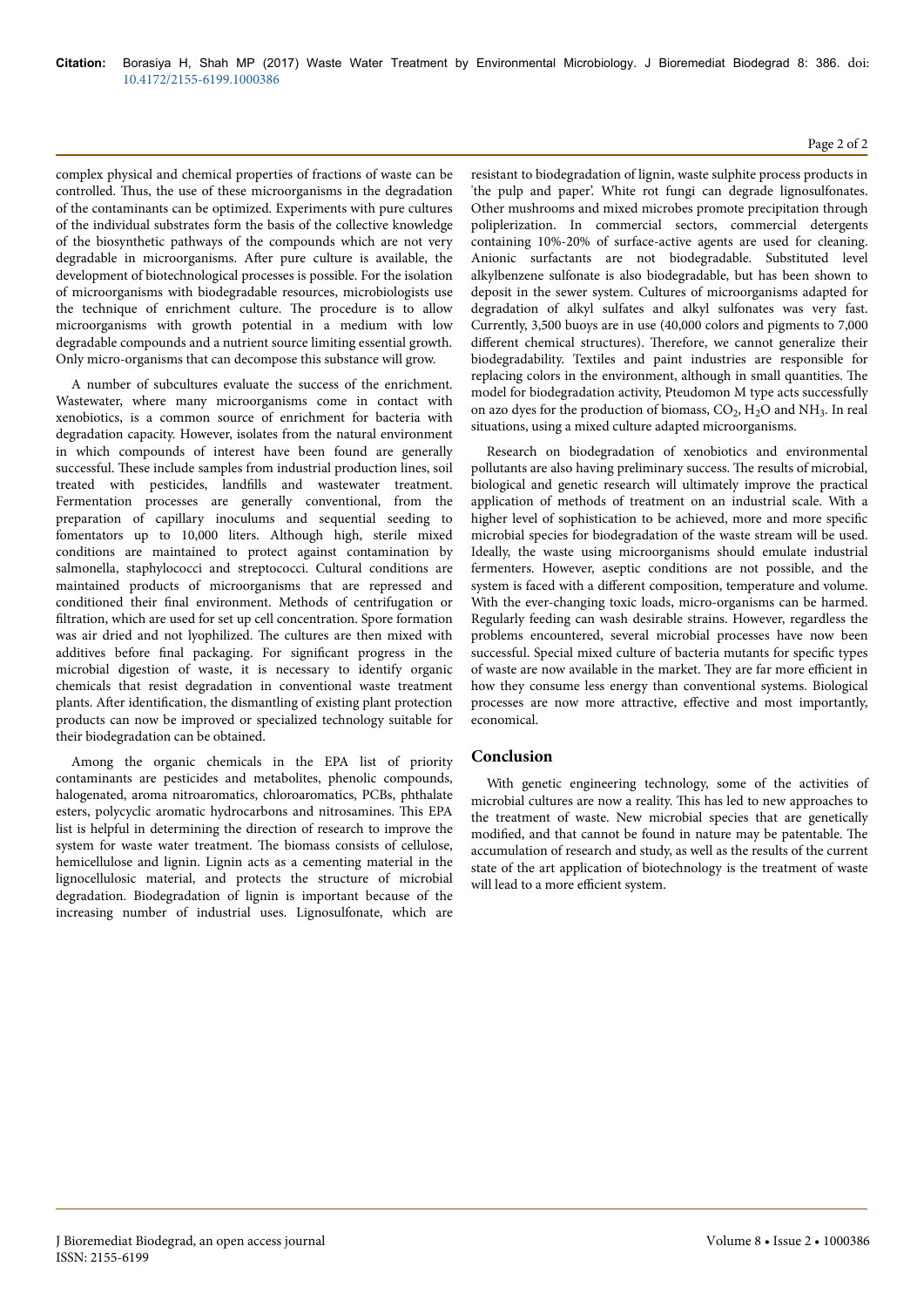complex physical and chemical properties of fractions of waste can be controlled. Thus, the use of these microorganisms in the degradation of the contaminants can be optimized. Experiments with pure cultures of the individual substrates form the basis of the collective knowledge of the biosynthetic pathways of the compounds which are not very degradable in microorganisms. After pure culture is available, the development of biotechnological processes is possible. For the isolation of microorganisms with biodegradable resources, microbiologists use the technique of enrichment culture. The procedure is to allow microorganisms with growth potential in a medium with low degradable compounds and a nutrient source limiting essential growth. Only micro-organisms that can decompose this substance will grow.

A number of subcultures evaluate the success of the enrichment. Wastewater, where many microorganisms come in contact with xenobiotics, is a common source of enrichment for bacteria with degradation capacity. However, isolates from the natural environment in which compounds of interest have been found are generally successful. These include samples from industrial production lines, soil treated with pesticides, landfills and wastewater treatment. Fermentation processes are generally conventional, from the preparation of capillary inoculums and sequential seeding to fomentators up to 10,000 liters. Although high, sterile mixed conditions are maintained to protect against contamination by salmonella, staphylococci and streptococci. Cultural conditions are maintained products of microorganisms that are repressed and conditioned their final environment. Methods of centrifugation or filtration, which are used for set up cell concentration. Spore formation was air dried and not lyophilized. The cultures are then mixed with additives before final packaging. For significant progress in the microbial digestion of waste, it is necessary to identify organic chemicals that resist degradation in conventional waste treatment plants. After identification, the dismantling of existing plant protection products can now be improved or specialized technology suitable for their biodegradation can be obtained.

Among the organic chemicals in the EPA list of priority contaminants are pesticides and metabolites, phenolic compounds, halogenated, aroma nitroaromatics, chloroaromatics, PCBs, phthalate esters, polycyclic aromatic hydrocarbons and nitrosamines. This EPA list is helpful in determining the direction of research to improve the system for waste water treatment. The biomass consists of cellulose, hemicellulose and lignin. Lignin acts as a cementing material in the lignocellulosic material, and protects the structure of microbial degradation. Biodegradation of lignin is important because of the increasing number of industrial uses. Lignosulfonate, which are resistant to biodegradation of lignin, waste sulphite process products in 'the pulp and paper'. White rot fungi can degrade lignosulfonates. Other mushrooms and mixed microbes promote precipitation through poliplerization. In commercial sectors, commercial detergents containing 10%-20% of surface-active agents are used for cleaning. Anionic surfactants are not biodegradable. Substituted level alkylbenzene sulfonate is also biodegradable, but has been shown to deposit in the sewer system. Cultures of microorganisms adapted for degradation of alkyl sulfates and alkyl sulfonates was very fast. Currently, 3,500 buoys are in use (40,000 colors and pigments to 7,000 different chemical structures). Therefore, we cannot generalize their biodegradability. Textiles and paint industries are responsible for replacing colors in the environment, although in small quantities. The model for biodegradation activity, Pteudomon M type acts successfully on azo dyes for the production of biomass, $CO_2$, $H_2O$ and $NH_3$. In real situations, using a mixed culture adapted microorganisms.

Research on biodegradation of xenobiotics and environmental pollutants are also having preliminary success. The results of microbial, biological and genetic research will ultimately improve the practical application of methods of treatment on an industrial scale. With a higher level of sophistication to be achieved, more and more specific microbial species for biodegradation of the waste stream will be used. Ideally, the waste using microorganisms should emulate industrial fermenters. However, aseptic conditions are not possible, and the system is faced with a different composition, temperature and volume. With the ever-changing toxic loads, micro-organisms can be harmed. Regularly feeding can wash desirable strains. However, regardless the problems encountered, several microbial processes have now been successful. Special mixed culture of bacteria mutants for specific types of waste are now available in the market. They are far more efficient in how they consume less energy than conventional systems. Biological processes are now more attractive, effective and most importantly, economical.

## Conclusion

With genetic engineering technology, some of the activities of microbial cultures are now a reality. This has led to new approaches to the treatment of waste. New microbial species that are genetically modified, and that cannot be found in nature may be patentable. The accumulation of research and study, as well as the results of the current state of the art application of biotechnology is the treatment of waste will lead to a more efficient system.